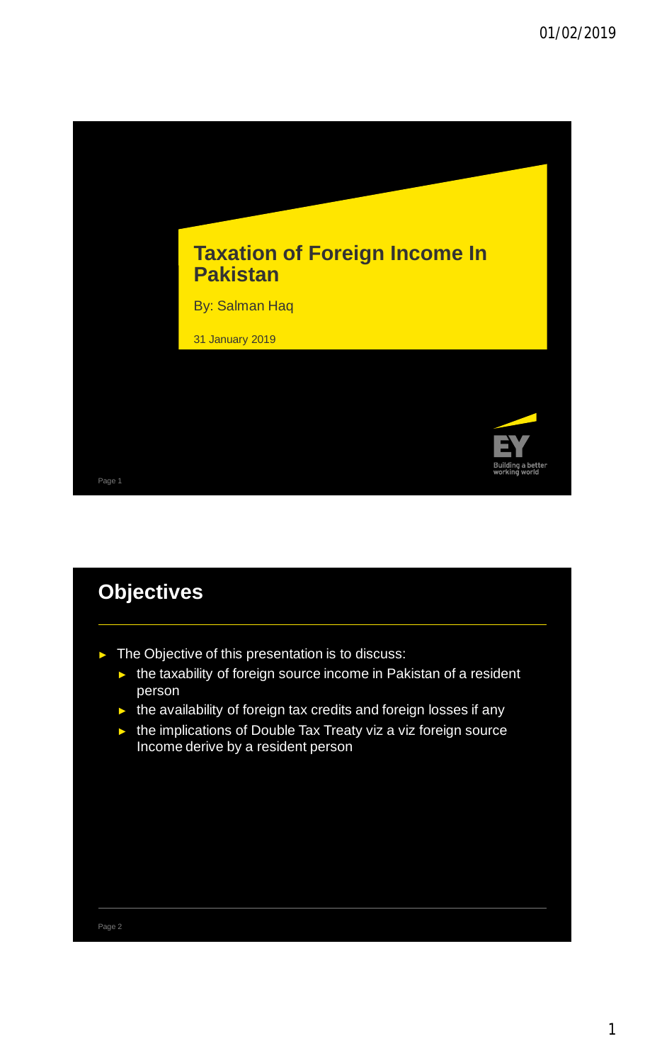# Taxation of Foreign Income In Pakistan

By: Salman Haq

31 January 2019

## Objectives

- The Objective of this presentation is to discuss:
  - the taxability of foreign source income in Pakistan of a resident person
  - the availability of foreign tax credits and foreign losses if any
  - the implications of Double Tax Treaty viz a viz foreign source Income derive by a resident person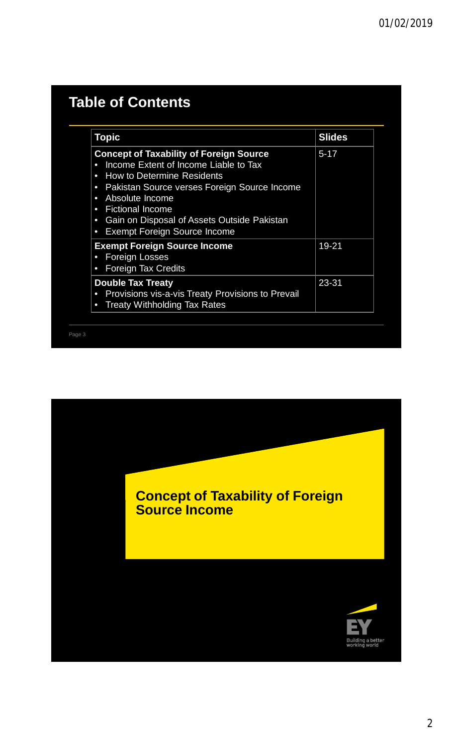# Table of Contents

| Topic | Slides |
|---|---|
| **Concept of Taxability of Foreign Source**<br>• Income Extent of Income Liable to Tax<br>• How to Determine Residents<br>• Pakistan Source verses Foreign Source Income<br>• Absolute Income<br>• Fictional Income<br>• Gain on Disposal of Assets Outside Pakistan<br>• Exempt Foreign Source Income | 5-17 |
| **Exempt Foreign Source Income**<br>• Foreign Losses<br>• Foreign Tax Credits | 19-21 |
| **Double Tax Treaty**<br>• Provisions vis-a-vis Treaty Provisions to Prevail<br>• Treaty Withholding Tax Rates | 23-31 |

# Concept of Taxability of Foreign Source Income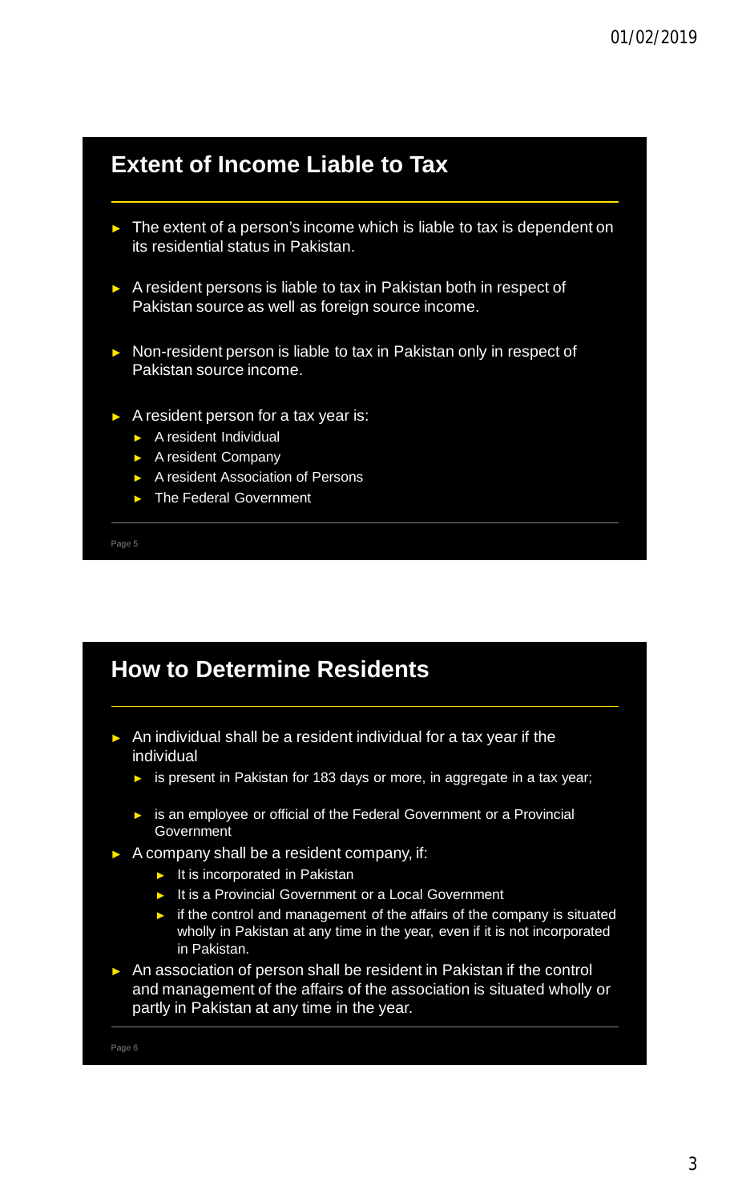## Extent of Income Liable to Tax

- The extent of a person's income which is liable to tax is dependent on its residential status in Pakistan.
- A resident persons is liable to tax in Pakistan both in respect of Pakistan source as well as foreign source income.
- Non-resident person is liable to tax in Pakistan only in respect of Pakistan source income.
- A resident person for a tax year is:
  - A resident Individual
  - A resident Company
  - A resident Association of Persons
  - The Federal Government

## How to Determine Residents

- An individual shall be a resident individual for a tax year if the individual
  - is present in Pakistan for 183 days or more, in aggregate in a tax year;
  - is an employee or official of the Federal Government or a Provincial Government
- A company shall be a resident company, if:
  - It is incorporated in Pakistan
  - It is a Provincial Government or a Local Government
  - if the control and management of the affairs of the company is situated wholly in Pakistan at any time in the year, even if it is not incorporated in Pakistan.
- An association of person shall be resident in Pakistan if the control and management of the affairs of the association is situated wholly or partly in Pakistan at any time in the year.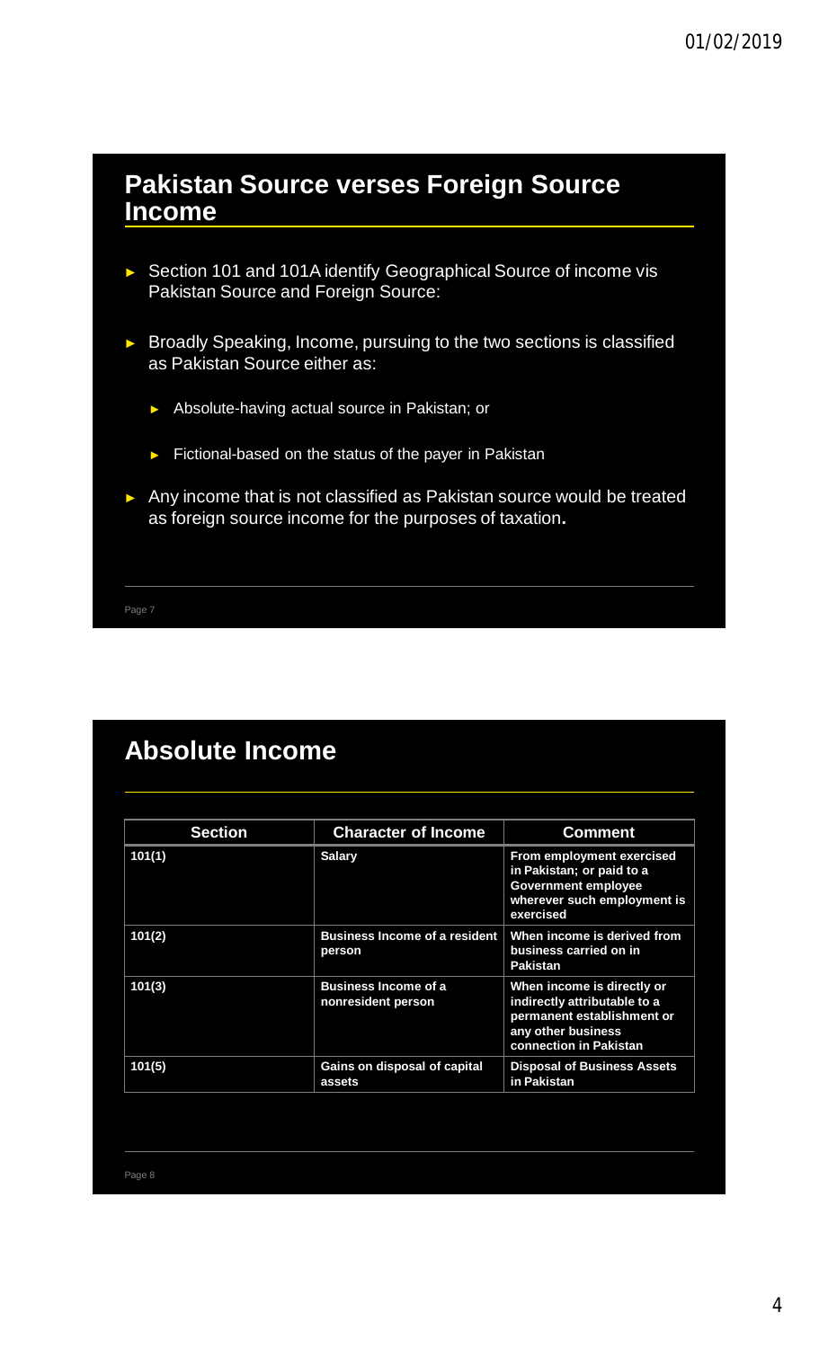## Pakistan Source verses Foreign Source Income

- Section 101 and 101A identify Geographical Source of income vis Pakistan Source and Foreign Source:
- Broadly Speaking, Income, pursuing to the two sections is classified as Pakistan Source either as:
  - Absolute-having actual source in Pakistan; or
  - Fictional-based on the status of the payer in Pakistan
- Any income that is not classified as Pakistan source would be treated as foreign source income for the purposes of taxation**.**

## Absolute Income

| Section | Character of Income | Comment |
|---|---|---|
| **101(1)** | **Salary** | **From employment exercised in Pakistan; or paid to a Government employee wherever such employment is exercised** |
| **101(2)** | **Business Income of a resident person** | **When income is derived from business carried on in Pakistan** |
| **101(3)** | **Business Income of a nonresident person** | **When income is directly or indirectly attributable to a permanent establishment or any other business connection in Pakistan** |
| **101(5)** | **Gains on disposal of capital assets** | **Disposal of Business Assets in Pakistan** |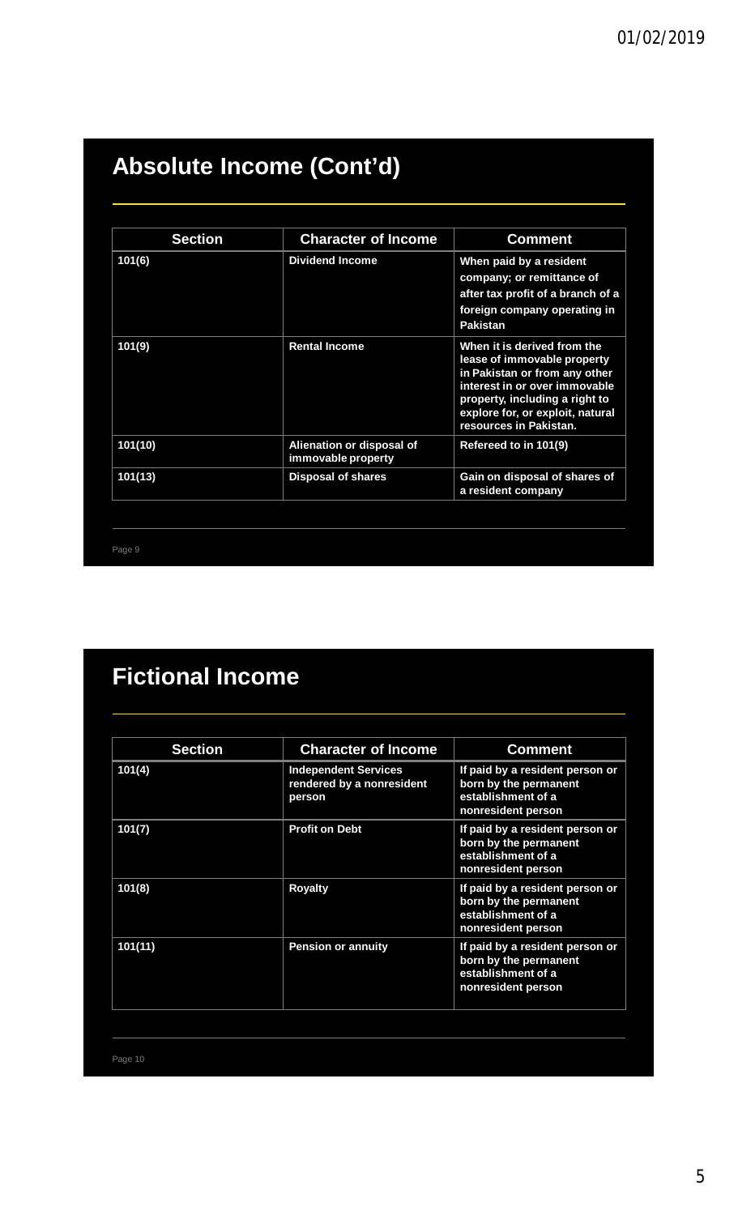## Absolute Income (Cont'd)

| Section | Character of Income | Comment |
|---|---|---|
| 101(6) | Dividend Income | When paid by a resident company; or remittance of after tax profit of a branch of a foreign company operating in Pakistan |
| 101(9) | Rental Income | When it is derived from the lease of immovable property in Pakistan or from any other interest in or over immovable property, including a right to explore for, or exploit, natural resources in Pakistan. |
| 101(10) | Alienation or disposal of immovable property | Refereed to in 101(9) |
| 101(13) | Disposal of shares | Gain on disposal of shares of a resident company |

## Fictional Income

| Section | Character of Income | Comment |
|---|---|---|
| 101(4) | Independent Services rendered by a nonresident person | If paid by a resident person or born by the permanent establishment of a nonresident person |
| 101(7) | Profit on Debt | If paid by a resident person or born by the permanent establishment of a nonresident person |
| 101(8) | Royalty | If paid by a resident person or born by the permanent establishment of a nonresident person |
| 101(11) | Pension or annuity | If paid by a resident person or born by the permanent establishment of a nonresident person |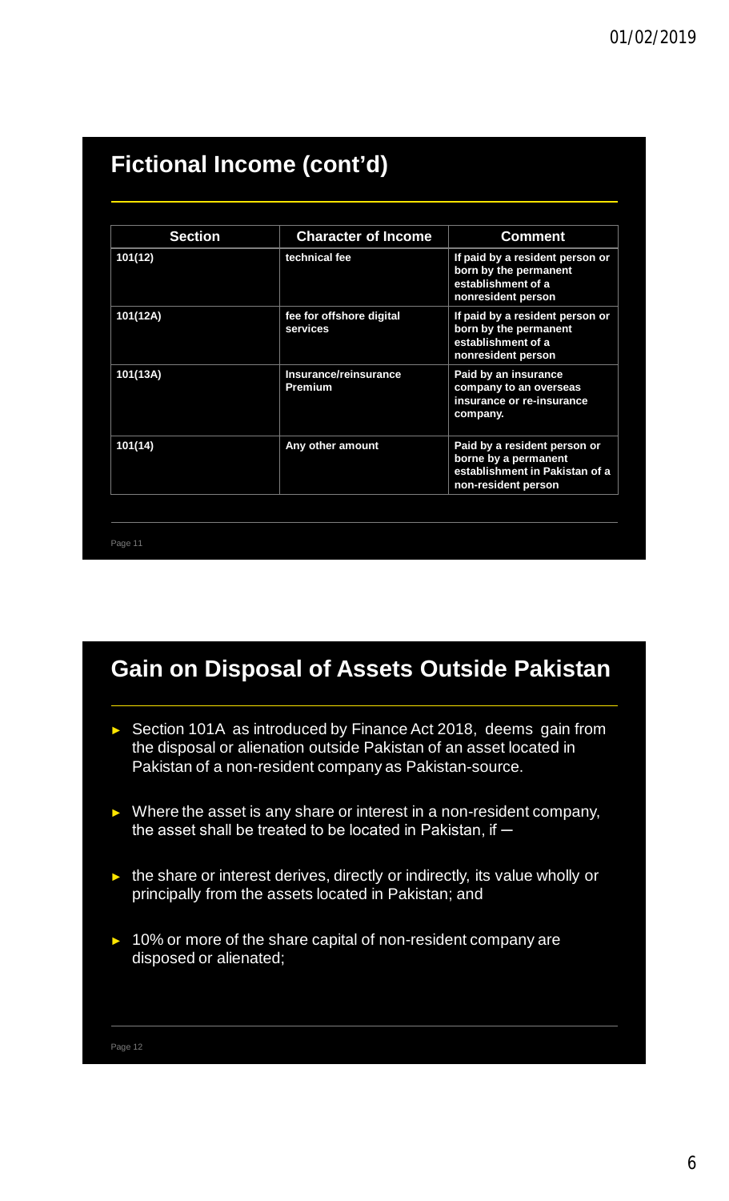## Fictional Income (cont'd)

| Section | Character of Income | Comment |
|---|---|---|
| 101(12) | technical fee | If paid by a resident person or born by the permanent establishment of a nonresident person |
| 101(12A) | fee for offshore digital services | If paid by a resident person or born by the permanent establishment of a nonresident person |
| 101(13A) | Insurance/reinsurance Premium | Paid by an insurance company to an overseas insurance or re-insurance company. |
| 101(14) | Any other amount | Paid by a resident person or borne by a permanent establishment in Pakistan of a non-resident person |

## Gain on Disposal of Assets Outside Pakistan

- Section 101A as introduced by Finance Act 2018, deems gain from the disposal or alienation outside Pakistan of an asset located in Pakistan of a non-resident company as Pakistan-source.
- Where the asset is any share or interest in a non-resident company, the asset shall be treated to be located in Pakistan, if —
- the share or interest derives, directly or indirectly, its value wholly or principally from the assets located in Pakistan; and
- 10% or more of the share capital of non-resident company are disposed or alienated;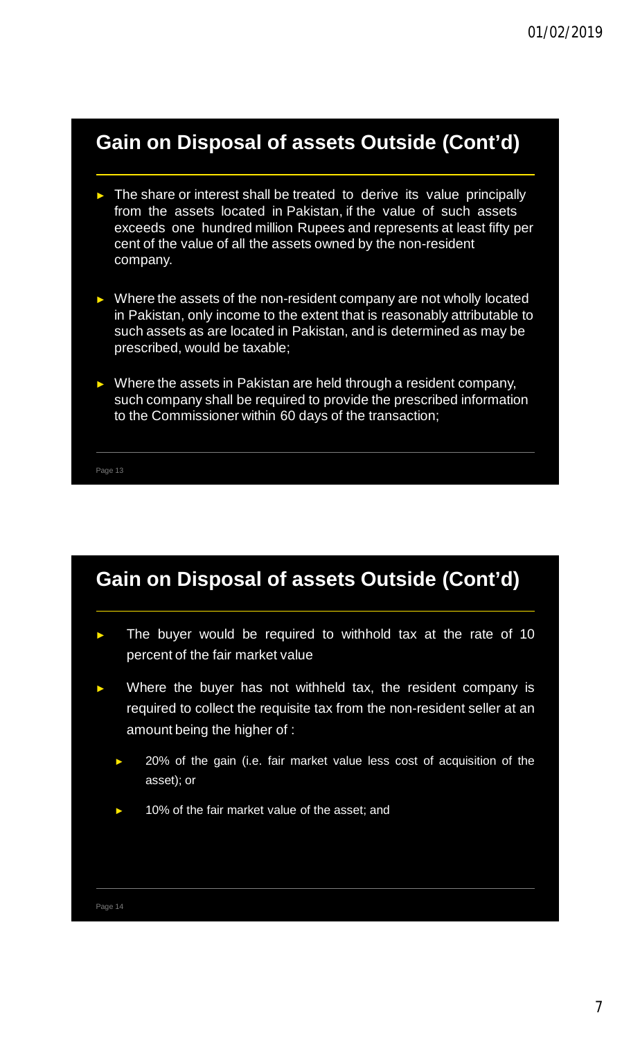## Gain on Disposal of assets Outside (Cont'd)

- The share or interest shall be treated to derive its value principally from the assets located in Pakistan, if the value of such assets exceeds one hundred million Rupees and represents at least fifty per cent of the value of all the assets owned by the non-resident company.
- Where the assets of the non-resident company are not wholly located in Pakistan, only income to the extent that is reasonably attributable to such assets as are located in Pakistan, and is determined as may be prescribed, would be taxable;
- Where the assets in Pakistan are held through a resident company, such company shall be required to provide the prescribed information to the Commissioner within 60 days of the transaction;

## Gain on Disposal of assets Outside (Cont'd)

- The buyer would be required to withhold tax at the rate of 10 percent of the fair market value
- Where the buyer has not withheld tax, the resident company is required to collect the requisite tax from the non-resident seller at an amount being the higher of :
  - 20% of the gain (i.e. fair market value less cost of acquisition of the asset); or
  - 10% of the fair market value of the asset; and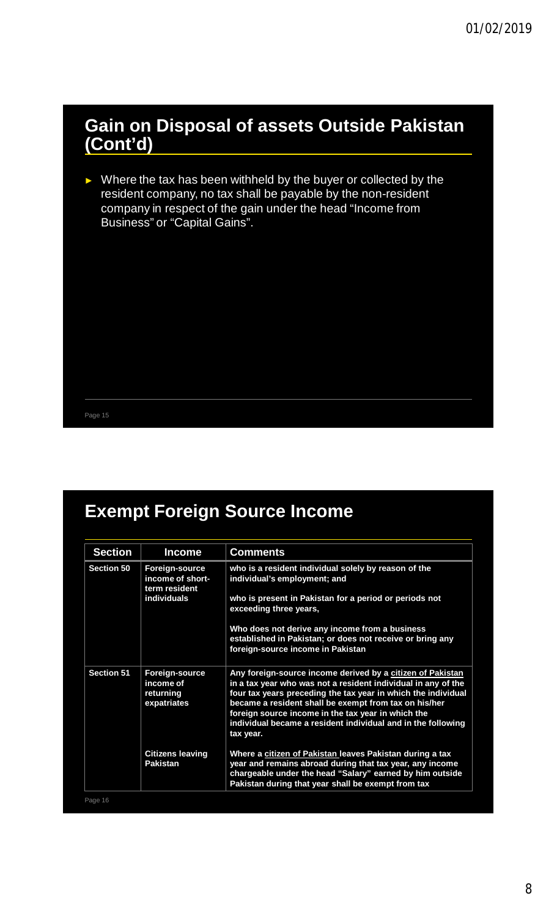## Gain on Disposal of assets Outside Pakistan (Cont'd)

- Where the tax has been withheld by the buyer or collected by the resident company, no tax shall be payable by the non-resident company in respect of the gain under the head "Income from Business" or "Capital Gains".

## Exempt Foreign Source Income

| Section | Income | Comments |
|---|---|---|
| **Section 50** | **Foreign-source income of short-term resident individuals** | **who is a resident individual solely by reason of the individual's employment; and**<br><br>**who is present in Pakistan for a period or periods not exceeding three years,**<br><br>**Who does not derive any income from a business established in Pakistan; or does not receive or bring any foreign-source income in Pakistan** |
| **Section 51** | **Foreign-source income of returning expatriates** | **Any foreign-source income derived by a citizen of Pakistan in a tax year who was not a resident individual in any of the four tax years preceding the tax year in which the individual became a resident shall be exempt from tax on his/her foreign source income in the tax year in which the individual became a resident individual and in the following tax year.** |
| | **Citizens leaving Pakistan** | **Where a citizen of Pakistan leaves Pakistan during a tax year and remains abroad during that tax year, any income chargeable under the head "Salary" earned by him outside Pakistan during that year shall be exempt from tax** |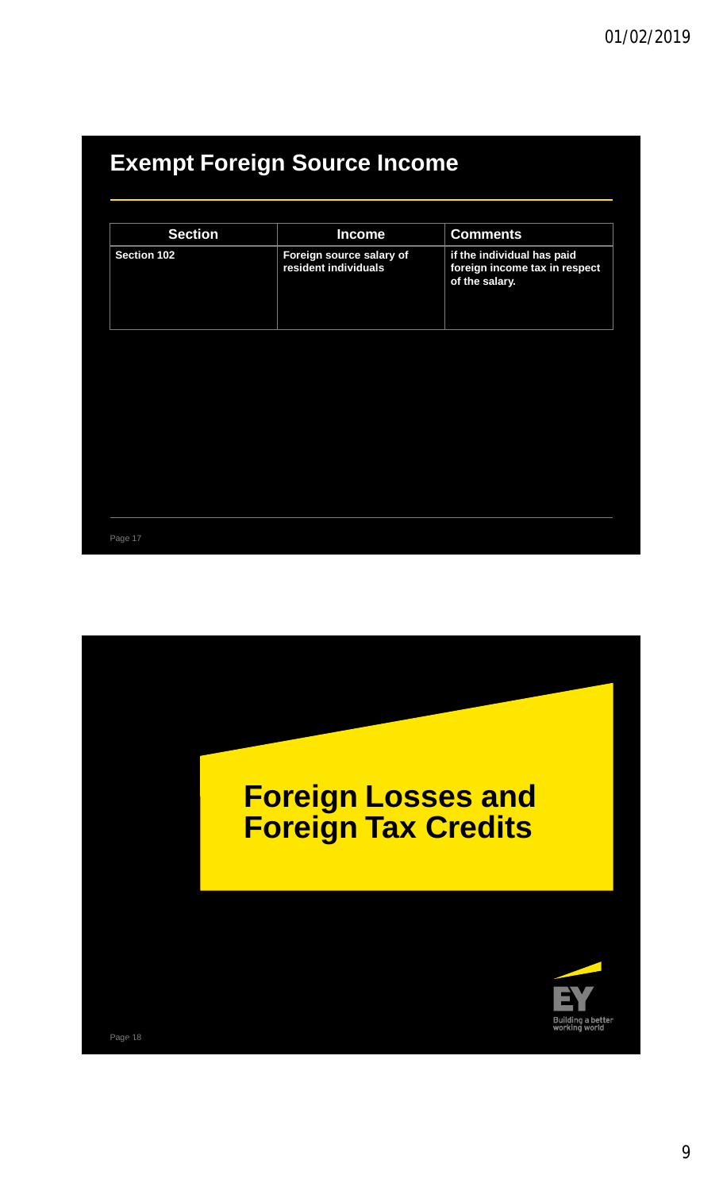## Exempt Foreign Source Income

| Section | Income | Comments |
|---|---|---|
| Section 102 | Foreign source salary of resident individuals | if the individual has paid foreign income tax in respect of the salary. |

## Foreign Losses and Foreign Tax Credits

EY
Building a better working world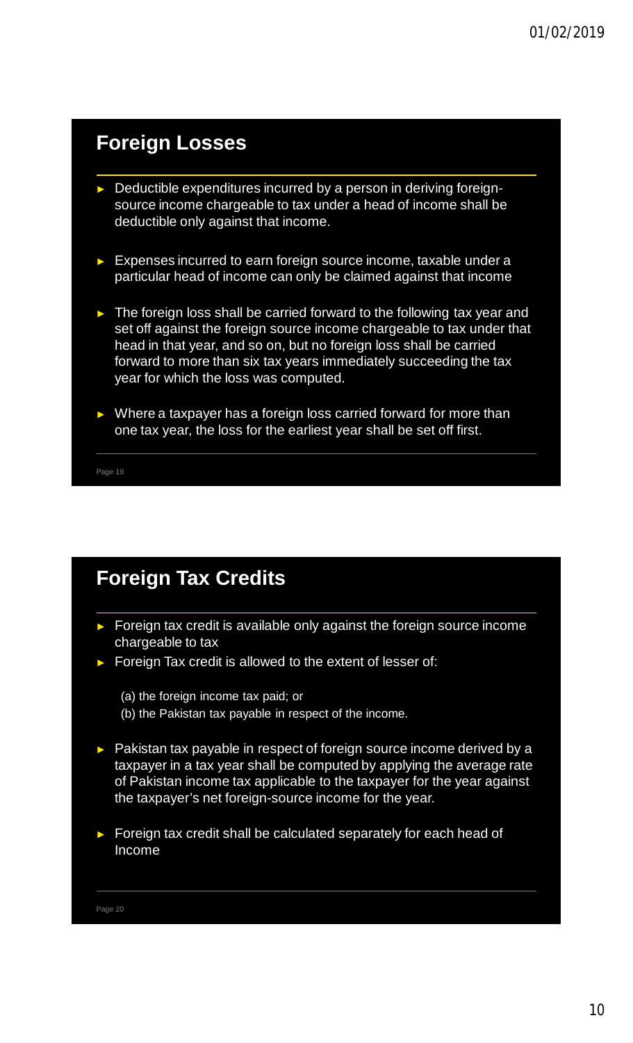## Foreign Losses

- Deductible expenditures incurred by a person in deriving foreign-source income chargeable to tax under a head of income shall be deductible only against that income.
- Expenses incurred to earn foreign source income, taxable under a particular head of income can only be claimed against that income
- The foreign loss shall be carried forward to the following tax year and set off against the foreign source income chargeable to tax under that head in that year, and so on, but no foreign loss shall be carried forward to more than six tax years immediately succeeding the tax year for which the loss was computed.
- Where a taxpayer has a foreign loss carried forward for more than one tax year, the loss for the earliest year shall be set off first.

## Foreign Tax Credits

- Foreign tax credit is available only against the foreign source income chargeable to tax
- Foreign Tax credit is allowed to the extent of lesser of:

  (a) the foreign income tax paid; or
  (b) the Pakistan tax payable in respect of the income.

- Pakistan tax payable in respect of foreign source income derived by a taxpayer in a tax year shall be computed by applying the average rate of Pakistan income tax applicable to the taxpayer for the year against the taxpayer's net foreign-source income for the year.
- Foreign tax credit shall be calculated separately for each head of Income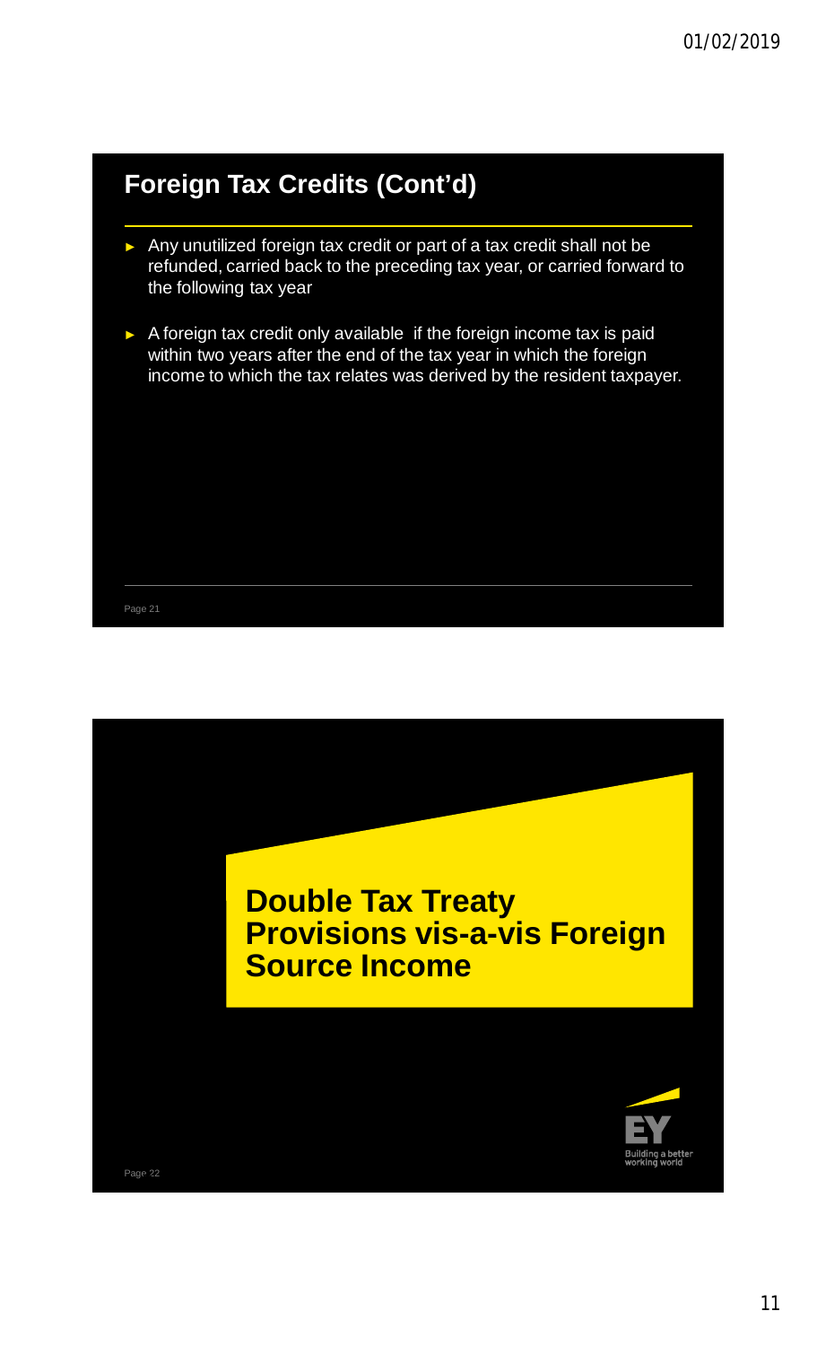## Foreign Tax Credits (Cont'd)

- Any unutilized foreign tax credit or part of a tax credit shall not be refunded, carried back to the preceding tax year, or carried forward to the following tax year
- A foreign tax credit only available if the foreign income tax is paid within two years after the end of the tax year in which the foreign income to which the tax relates was derived by the resident taxpayer.

## Double Tax Treaty Provisions vis-a-vis Foreign Source Income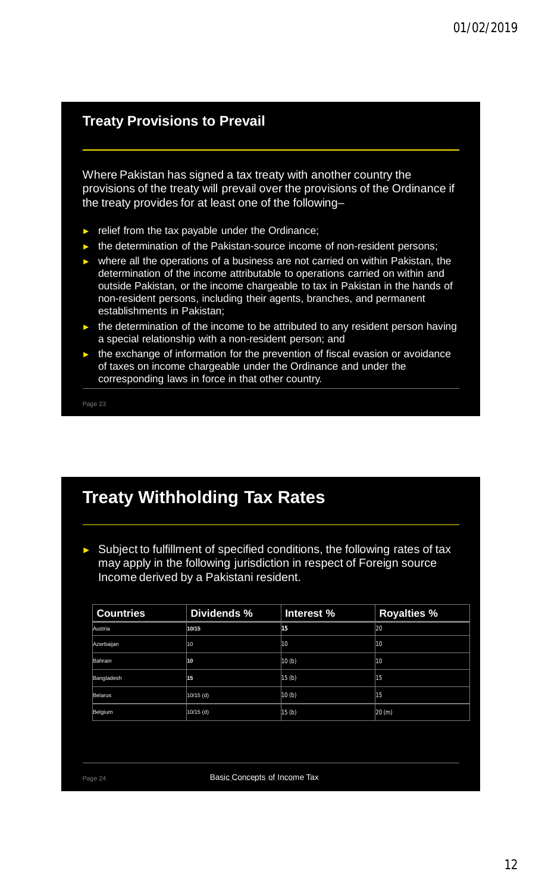## Treaty Provisions to Prevail

Where Pakistan has signed a tax treaty with another country the provisions of the treaty will prevail over the provisions of the Ordinance if the treaty provides for at least one of the following–

- relief from the tax payable under the Ordinance;
- the determination of the Pakistan-source income of non-resident persons;
- where all the operations of a business are not carried on within Pakistan, the determination of the income attributable to operations carried on within and outside Pakistan, or the income chargeable to tax in Pakistan in the hands of non-resident persons, including their agents, branches, and permanent establishments in Pakistan;
- the determination of the income to be attributed to any resident person having a special relationship with a non-resident person; and
- the exchange of information for the prevention of fiscal evasion or avoidance of taxes on income chargeable under the Ordinance and under the corresponding laws in force in that other country.

## Treaty Withholding Tax Rates

- Subject to fulfillment of specified conditions, the following rates of tax may apply in the following jurisdiction in respect of Foreign source Income derived by a Pakistani resident.

| Countries | Dividends % | Interest % | Royalties % |
|---|---|---|---|
| Austria | **10/15** | **15** | 20 |
| Azerbaijan | 10 | 10 | 10 |
| Bahrain | **10** | 10 (b) | 10 |
| Bangladesh | **15** | 15 (b) | 15 |
| Belarus | 10/15 (d) | 10 (b) | 15 |
| Belgium | 10/15 (d) | 15 (b) | 20 (m) |

Basic Concepts of Income Tax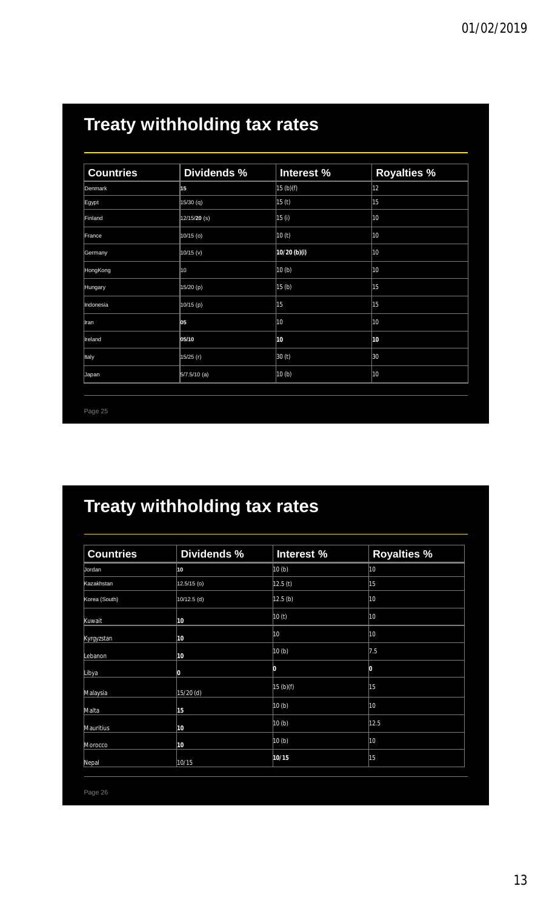## Treaty withholding tax rates

| Countries | Dividends % | Interest % | Royalties % |
|---|---|---|---|
| Denmark | **15** | 15 (b)(f) | 12 |
| Egypt | 15/30 (q) | 15 (t) | 15 |
| Finland | 12/15/**20** (s) | 15 (i) | 10 |
| France | 10/15 (o) | 10 (t) | 10 |
| Germany | 10/15 (v) | **10/20 (b)(i)** | 10 |
| HongKong | 10 | 10 (b) | 10 |
| Hungary | 15/20 (p) | 15 (b) | 15 |
| Indonesia | 10/15 (p) | 15 | 15 |
| Iran | **05** | 10 | 10 |
| Ireland | **05/10** | **10** | **10** |
| Italy | 15/25 (r) | 30 (t) | 30 |
| Japan | 5/7.5/10 (a) | 10 (b) | 10 |

Page 25

## Treaty withholding tax rates

| Countries | Dividends % | Interest % | Royalties % |
|---|---|---|---|
| Jordan | **10** | 10 (b) | 10 |
| Kazakhstan | 12.5/15 (o) | 12.5 (t) | 15 |
| Korea (South) | 10/12.5 (d) | 12.5 (b) | 10 |
| Kuwait | **10** | 10 (t) | 10 |
| Kyrgyzstan | **10** | 10 | 10 |
| Lebanon | **10** | 10 (b) | 7.5 |
| Libya | **0** | **0** | **0** |
| Malaysia | 15/20 (d) | 15 (b)(f) | 15 |
| Malta | **15** | 10 (b) | 10 |
| Mauritius | **10** | 10 (b) | 12.5 |
| Morocco | **10** | 10 (b) | 10 |
| Nepal | 10/15 | **10/15** | 15 |

Page 26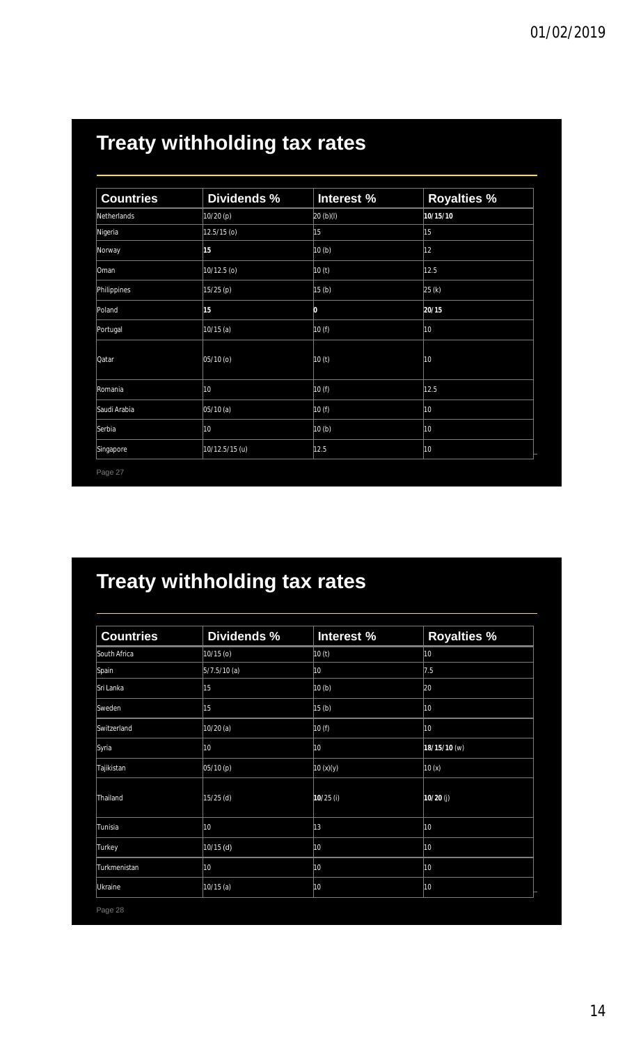## Treaty withholding tax rates

| Countries | Dividends % | Interest % | Royalties % |
| --- | --- | --- | --- |
| Netherlands | 10/20 (p) | 20 (b)(l) | **10/15/10** |
| Nigeria | 12.5/15 (o) | 15 | 15 |
| Norway | **15** | 10 (b) | 12 |
| Oman | 10/12.5 (o) | 10 (t) | 12.5 |
| Philippines | 15/25 (p) | 15 (b) | 25 (k) |
| Poland | **15** | **0** | **20/15** |
| Portugal | 10/15 (a) | 10 (f) | 10 |
| Qatar | 05/10 (o) | 10 (t) | 10 |
| Romania | 10 | 10 (f) | 12.5 |
| Saudi Arabia | 05/10 (a) | 10 (f) | 10 |
| Serbia | 10 | 10 (b) | 10 |
| Singapore | 10/12.5/15 (u) | 12.5 | 10 |

Page 27

## Treaty withholding tax rates

| Countries | Dividends % | Interest % | Royalties % |
| --- | --- | --- | --- |
| South Africa | 10/15 (o) | 10 (t) | 10 |
| Spain | 5/7.5/10 (a) | 10 | 7.5 |
| Sri Lanka | 15 | 10 (b) | 20 |
| Sweden | 15 | 15 (b) | 10 |
| Switzerland | 10/20 (a) | 10 (f) | 10 |
| Syria | 10 | 10 | **18/15/10** (w) |
| Tajikistan | 05/10 (p) | 10 (x)(y) | 10 (x) |
| Thailand | 15/25 (d) | **10**/25 (i) | **10/20** (j) |
| Tunisia | 10 | 13 | 10 |
| Turkey | 10/15 (d) | 10 | 10 |
| Turkmenistan | 10 | 10 | 10 |
| Ukraine | 10/15 (a) | 10 | 10 |

Page 28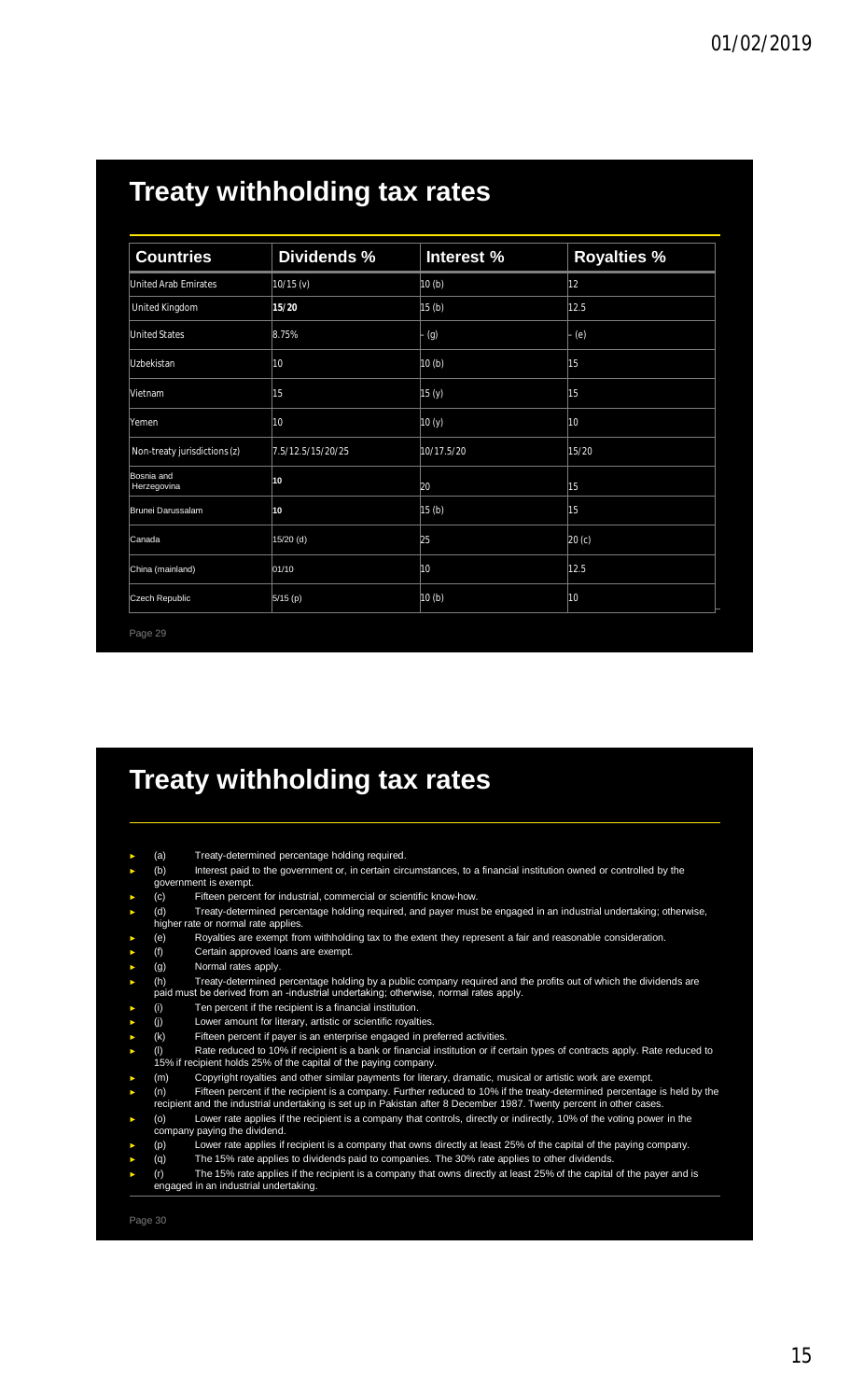## Treaty withholding tax rates

| Countries | Dividends % | Interest % | Royalties % |
|---|---|---|---|
| United Arab Emirates | 10/15 (v) | 10 (b) | 12 |
| United Kingdom | **15/20** | 15 (b) | 12.5 |
| United States | 8.75% | - (g) | - (e) |
| Uzbekistan | 10 | 10 (b) | 15 |
| Vietnam | 15 | 15 (y) | 15 |
| Yemen | 10 | 10 (y) | 10 |
| Non-treaty jurisdictions (z) | 7.5/12.5/15/20/25 | 10/17.5/20 | 15/20 |
| Bosnia and Herzegovina | **10** | 20 | 15 |
| Brunei Darussalam | **10** | 15 (b) | 15 |
| Canada | 15/20 (d) | 25 | 20 (c) |
| China (mainland) | 01/10 | 10 | 12.5 |
| Czech Republic | 5/15 (p) | 10 (b) | 10 |

## Treaty withholding tax rates

- (a) Treaty-determined percentage holding required.
- (b) Interest paid to the government or, in certain circumstances, to a financial institution owned or controlled by the government is exempt.
- (c) Fifteen percent for industrial, commercial or scientific know-how.
- (d) Treaty-determined percentage holding required, and payer must be engaged in an industrial undertaking; otherwise, higher rate or normal rate applies.
- (e) Royalties are exempt from withholding tax to the extent they represent a fair and reasonable consideration.
- (f) Certain approved loans are exempt.
- (g) Normal rates apply.
- (h) Treaty-determined percentage holding by a public company required and the profits out of which the dividends are paid must be derived from an -industrial undertaking; otherwise, normal rates apply.
- (i) Ten percent if the recipient is a financial institution.
- (j) Lower amount for literary, artistic or scientific royalties.
- (k) Fifteen percent if payer is an enterprise engaged in preferred activities.
- (l) Rate reduced to 10% if recipient is a bank or financial institution or if certain types of contracts apply. Rate reduced to 15% if recipient holds 25% of the capital of the paying company.
- (m) Copyright royalties and other similar payments for literary, dramatic, musical or artistic work are exempt.
- (n) Fifteen percent if the recipient is a company. Further reduced to 10% if the treaty-determined percentage is held by the recipient and the industrial undertaking is set up in Pakistan after 8 December 1987. Twenty percent in other cases.
- (o) Lower rate applies if the recipient is a company that controls, directly or indirectly, 10% of the voting power in the company paying the dividend.
- (p) Lower rate applies if recipient is a company that owns directly at least 25% of the capital of the paying company.
- (q) The 15% rate applies to dividends paid to companies. The 30% rate applies to other dividends.
- (r) The 15% rate applies if the recipient is a company that owns directly at least 25% of the capital of the payer and is engaged in an industrial undertaking.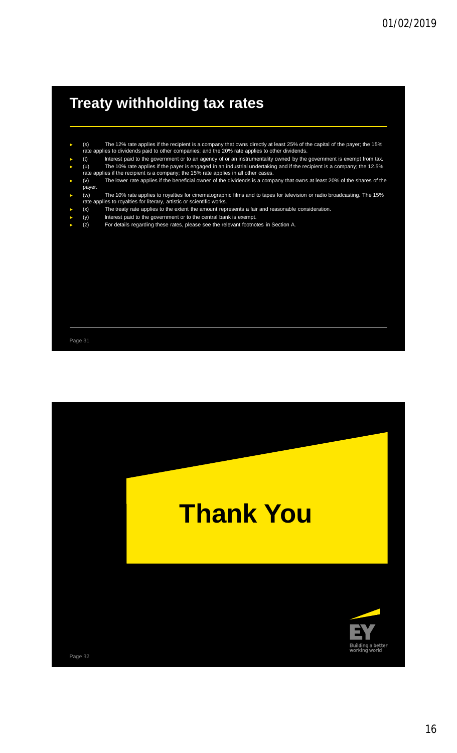## Treaty withholding tax rates

- (s) The 12% rate applies if the recipient is a company that owns directly at least 25% of the capital of the payer; the 15% rate applies to dividends paid to other companies; and the 20% rate applies to other dividends.
- (t) Interest paid to the government or to an agency of or an instrumentality owned by the government is exempt from tax.
- (u) The 10% rate applies if the payer is engaged in an industrial undertaking and if the recipient is a company; the 12.5% rate applies if the recipient is a company; the 15% rate applies in all other cases.
- (v) The lower rate applies if the beneficial owner of the dividends is a company that owns at least 20% of the shares of the payer.
- (w) The 10% rate applies to royalties for cinematographic films and to tapes for television or radio broadcasting. The 15% rate applies to royalties for literary, artistic or scientific works.
- (x) The treaty rate applies to the extent the amount represents a fair and reasonable consideration.
- (y) Interest paid to the government or to the central bank is exempt.
- (z) For details regarding these rates, please see the relevant footnotes in Section A.

# Thank You

EY

Building a better working world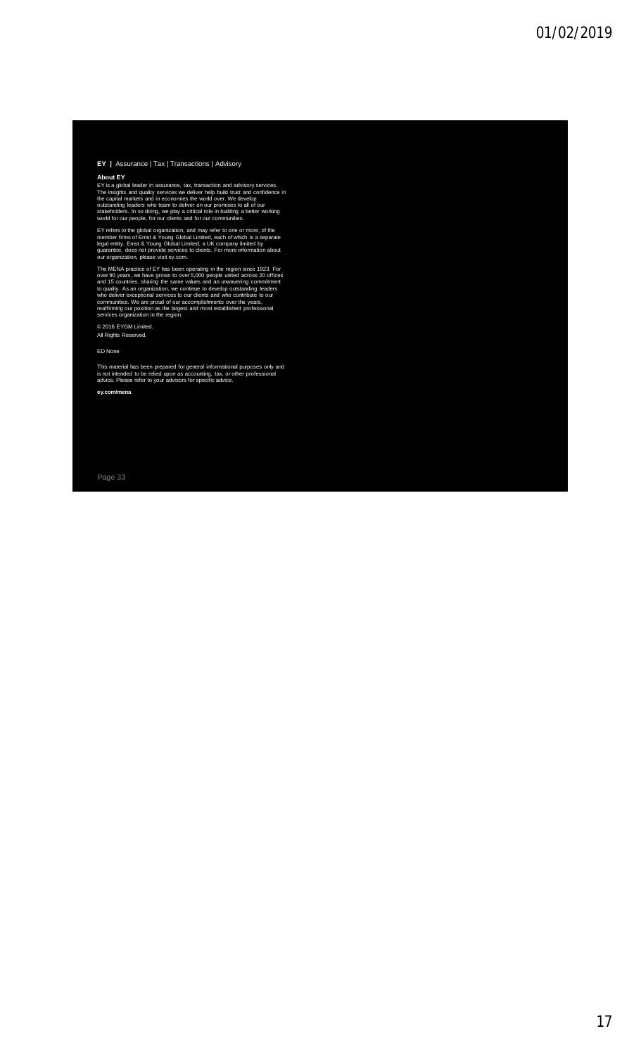**EY |** Assurance | Tax | Transactions | Advisory

**About EY**

EY is a global leader in assurance, tax, transaction and advisory services. The insights and quality services we deliver help build trust and confidence in the capital markets and in economies the world over. We develop outstanding leaders who team to deliver on our promises to all of our stakeholders. In so doing, we play a critical role in building a better working world for our people, for our clients and for our communities.

EY refers to the global organization, and may refer to one or more, of the member firms of Ernst & Young Global Limited, each of which is a separate legal entity. Ernst & Young Global Limited, a UK company limited by guarantee, does not provide services to clients. For more information about our organization, please visit ey.com.

The MENA practice of EY has been operating in the region since 1923. For over 90 years, we have grown to over 5,000 people united across 20 offices and 15 countries, sharing the same values and an unwavering commitment to quality. As an organization, we continue to develop outstanding leaders who deliver exceptional services to our clients and who contribute to our communities. We are proud of our accomplishments over the years, reaffirming our position as the largest and most established professional services organization in the region.

© 2016 EYGM Limited.
All Rights Reserved.

ED None

This material has been prepared for general informational purposes only and is not intended to be relied upon as accounting, tax, or other professional advice. Please refer to your advisors for specific advice.

**ey.com/mena**